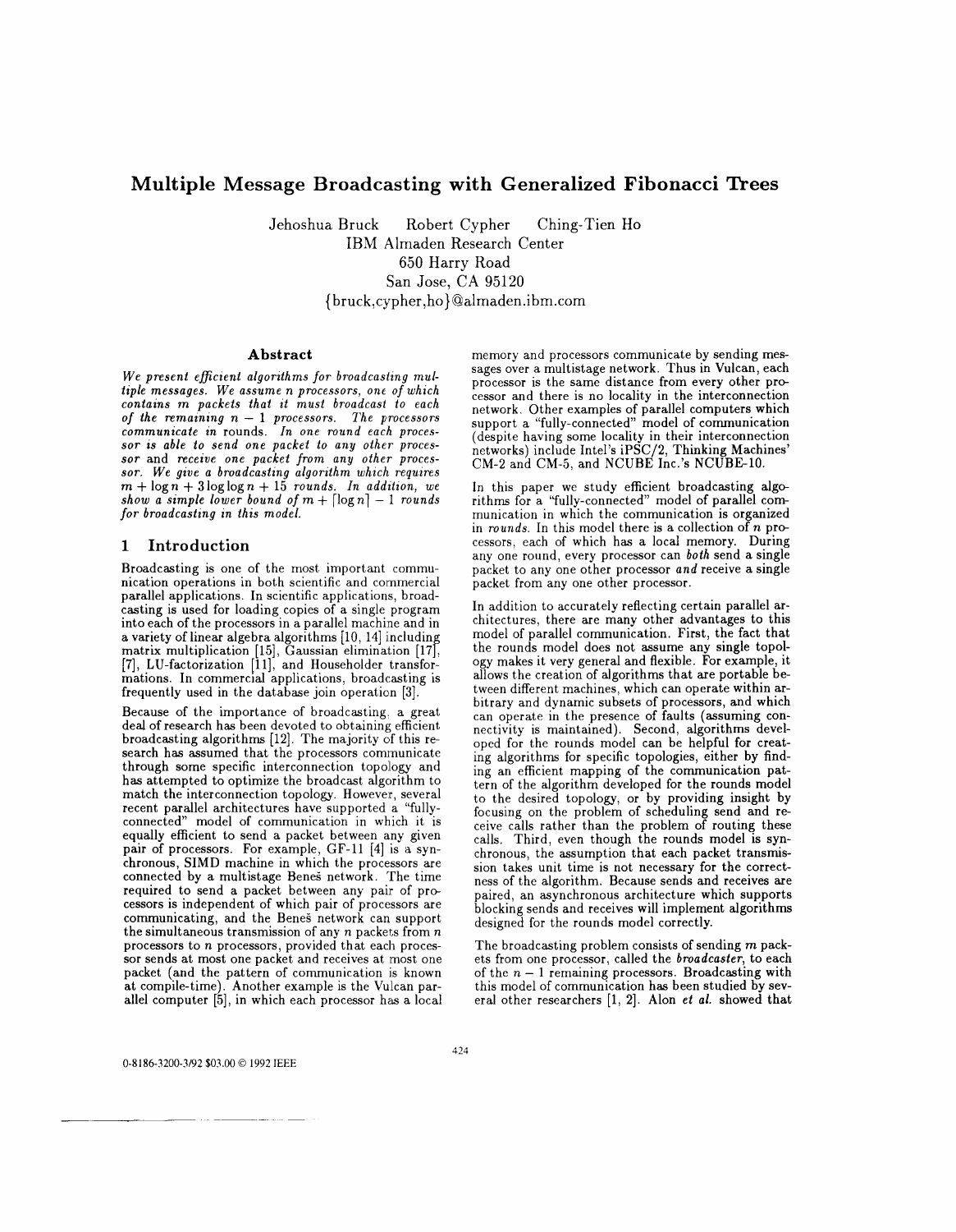# Multiple Message Broadcasting with Generalized Fibonacci Trees

Jehoshua Bruck Robert Cypher Ching-Tien Ho
IBM Almaden Research Center
650 Harry Road
San Jose, CA 95120
{bruck,cypher,ho}@almaden.ibm.com

## Abstract

*We present efficient algorithms for broadcasting multiple messages. We assume $n$ processors, one of which contains $m$ packets that it must broadcast to each of the remaining $n-1$ processors. The processors communicate in* rounds. *In one round each processor is able to send one packet to any other processor* and *receive one packet from any other processor. We give a broadcasting algorithm which requires $m + \log n + 3 \log\log n + 15$ rounds. In addition, we show a simple lower bound of $m + \lceil \log n \rceil - 1$ rounds for broadcasting in this model.*

## 1 Introduction

Broadcasting is one of the most important communication operations in both scientific and commercial parallel applications. In scientific applications, broadcasting is used for loading copies of a single program into each of the processors in a parallel machine and in a variety of linear algebra algorithms [10, 14] including matrix multiplication [15], Gaussian elimination [17], [7], LU-factorization [11], and Householder transformations. In commercial applications, broadcasting is frequently used in the database join operation [3].

Because of the importance of broadcasting, a great deal of research has been devoted to obtaining efficient broadcasting algorithms [12]. The majority of this research has assumed that the processors communicate through some specific interconnection topology and has attempted to optimize the broadcast algorithm to match the interconnection topology. However, several recent parallel architectures have supported a "fully-connected" model of communication in which it is equally efficient to send a packet between any given pair of processors. For example, GF-11 [4] is a synchronous, SIMD machine in which the processors are connected by a multistage Beneš network. The time required to send a packet between any pair of processors is independent of which pair of processors are communicating, and the Beneš network can support the simultaneous transmission of any $n$ packets from $n$ processors to $n$ processors, provided that each processor sends at most one packet and receives at most one packet (and the pattern of communication is known at compile-time). Another example is the Vulcan parallel computer [5], in which each processor has a local memory and processors communicate by sending messages over a multistage network. Thus in Vulcan, each processor is the same distance from every other processor and there is no locality in the interconnection network. Other examples of parallel computers which support a "fully-connected" model of communication (despite having some locality in their interconnection networks) include Intel's iPSC/2, Thinking Machines' CM-2 and CM-5, and NCUBE Inc.'s NCUBE-10.

In this paper we study efficient broadcasting algorithms for a "fully-connected" model of parallel communication in which the communication is organized in *rounds*. In this model there is a collection of $n$ processors, each of which has a local memory. During any one round, every processor can *both* send a single packet to any one other processor *and* receive a single packet from any one other processor.

In addition to accurately reflecting certain parallel architectures, there are many other advantages to this model of parallel communication. First, the fact that the rounds model does not assume any single topology makes it very general and flexible. For example, it allows the creation of algorithms that are portable between different machines, which can operate within arbitrary and dynamic subsets of processors, and which can operate in the presence of faults (assuming connectivity is maintained). Second, algorithms developed for the rounds model can be helpful for creating algorithms for specific topologies, either by finding an efficient mapping of the communication pattern of the algorithm developed for the rounds model to the desired topology, or by providing insight by focusing on the problem of scheduling send and receive calls rather than the problem of routing these calls. Third, even though the rounds model is synchronous, the assumption that each packet transmission takes unit time is not necessary for the correctness of the algorithm. Because sends and receives are paired, an asynchronous architecture which supports blocking sends and receives will implement algorithms designed for the rounds model correctly.

The broadcasting problem consists of sending $m$ packets from one processor, called the *broadcaster*, to each of the $n-1$ remaining processors. Broadcasting with this model of communication has been studied by several other researchers [1, 2]. Alon *et al.* showed that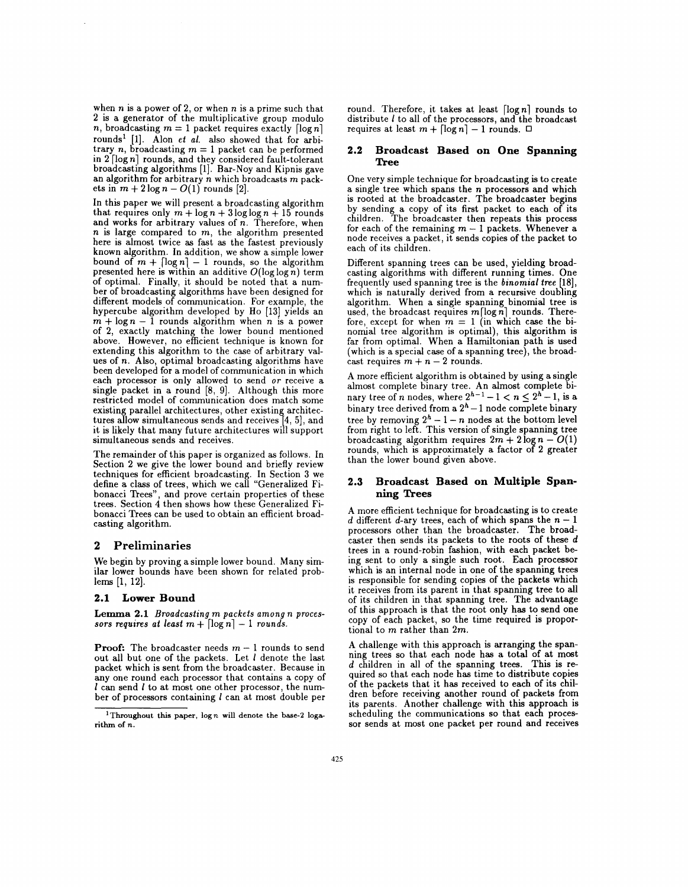when $n$ is a power of 2, or when $n$ is a prime such that 2 is a generator of the multiplicative group modulo $n$, broadcasting $m = 1$ packet requires exactly $\lceil \log n \rceil$ rounds[1] [1]. Alon *et al.* also showed that for arbitrary $n$, broadcasting $m = 1$ packet can be performed in $2\lceil \log n \rceil$ rounds, and they considered fault-tolerant broadcasting algorithms [1]. Bar-Noy and Kipnis gave an algorithm for arbitrary $n$ which broadcasts $m$ packets in $m + 2\log n - O(1)$ rounds [2].

In this paper we will present a broadcasting algorithm that requires only $m + \log n + 3\log\log n + 15$ rounds and works for arbitrary values of $n$. Therefore, when $n$ is large compared to $m$, the algorithm presented here is almost twice as fast as the fastest previously known algorithm. In addition, we show a simple lower bound of $m + \lceil \log n \rceil - 1$ rounds, so the algorithm presented here is within an additive $O(\log\log n)$ term of optimal. Finally, it should be noted that a number of broadcasting algorithms have been designed for different models of communication. For example, the hypercube algorithm developed by Ho [13] yields an $m + \log n - 1$ rounds algorithm when $n$ is a power of 2, exactly matching the lower bound mentioned above. However, no efficient technique is known for extending this algorithm to the case of arbitrary values of $n$. Also, optimal broadcasting algorithms have been developed for a model of communication in which each processor is only allowed to send *or* receive a single packet in a round [8, 9]. Although this more restricted model of communication does match some existing parallel architectures, other existing architectures allow simultaneous sends and receives [4, 5], and it is likely that many future architectures will support simultaneous sends and receives.

The remainder of this paper is organized as follows. In Section 2 we give the lower bound and briefly review techniques for efficient broadcasting. In Section 3 we define a class of trees, which we call "Generalized Fibonacci Trees", and prove certain properties of these trees. Section 4 then shows how these Generalized Fibonacci Trees can be used to obtain an efficient broadcasting algorithm.

## 2 Preliminaries

We begin by proving a simple lower bound. Many similar lower bounds have been shown for related problems [1, 12].

### 2.1 Lower Bound

**Lemma 2.1** *Broadcasting $m$ packets among $n$ processors requires at least $m + \lceil \log n \rceil - 1$ rounds.*

**Proof:** The broadcaster needs $m - 1$ rounds to send out all but one of the packets. Let $l$ denote the last packet which is sent from the broadcaster. Because in any one round each processor that contains a copy of $l$ can send $l$ to at most one other processor, the number of processors containing $l$ can at most double per round. Therefore, it takes at least $\lceil \log n \rceil$ rounds to distribute $l$ to all of the processors, and the broadcast requires at least $m + \lceil \log n \rceil - 1$ rounds. □

### 2.2 Broadcast Based on One Spanning Tree

One very simple technique for broadcasting is to create a single tree which spans the $n$ processors and which is rooted at the broadcaster. The broadcaster begins by sending a copy of its first packet to each of its children. The broadcaster then repeats this process for each of the remaining $m - 1$ packets. Whenever a node receives a packet, it sends copies of the packet to each of its children.

Different spanning trees can be used, yielding broadcasting algorithms with different running times. One frequently used spanning tree is the *binomial tree* [18], which is naturally derived from a recursive doubling algorithm. When a single spanning binomial tree is used, the broadcast requires $m\lceil \log n \rceil$ rounds. Therefore, except for when $m = 1$ (in which case the binomial tree algorithm is optimal), this algorithm is far from optimal. When a Hamiltonian path is used (which is a special case of a spanning tree), the broadcast requires $m + n - 2$ rounds.

A more efficient algorithm is obtained by using a single almost complete binary tree. An almost complete binary tree of $n$ nodes, where $2^{h-1} - 1 < n \le 2^h - 1$, is a binary tree derived from a $2^h - 1$ node complete binary tree by removing $2^h - 1 - n$ nodes at the bottom level from right to left. This version of single spanning tree broadcasting algorithm requires $2m + 2\log n - O(1)$ rounds, which is approximately a factor of 2 greater than the lower bound given above.

### 2.3 Broadcast Based on Multiple Spanning Trees

A more efficient technique for broadcasting is to create $d$ different $d$-ary trees, each of which spans the $n - 1$ processors other than the broadcaster. The broadcaster then sends its packets to the roots of these $d$ trees in a round-robin fashion, with each packet being sent to only a single such root. Each processor which is an internal node in one of the spanning trees is responsible for sending copies of the packets which it receives from its parent in that spanning tree to all of its children in that spanning tree. The advantage of this approach is that the root only has to send one copy of each packet, so the time required is proportional to $m$ rather than $2m$.

A challenge with this approach is arranging the spanning trees so that each node has a total of at most $d$ children in all of the spanning trees. This is required so that each node has time to distribute copies of the packets that it has received to each of its children before receiving another round of packets from its parents. Another challenge with this approach is scheduling the communications so that each processor sends at most one packet per round and receives

[1] Throughout this paper, $\log n$ will denote the base-2 logarithm of $n$.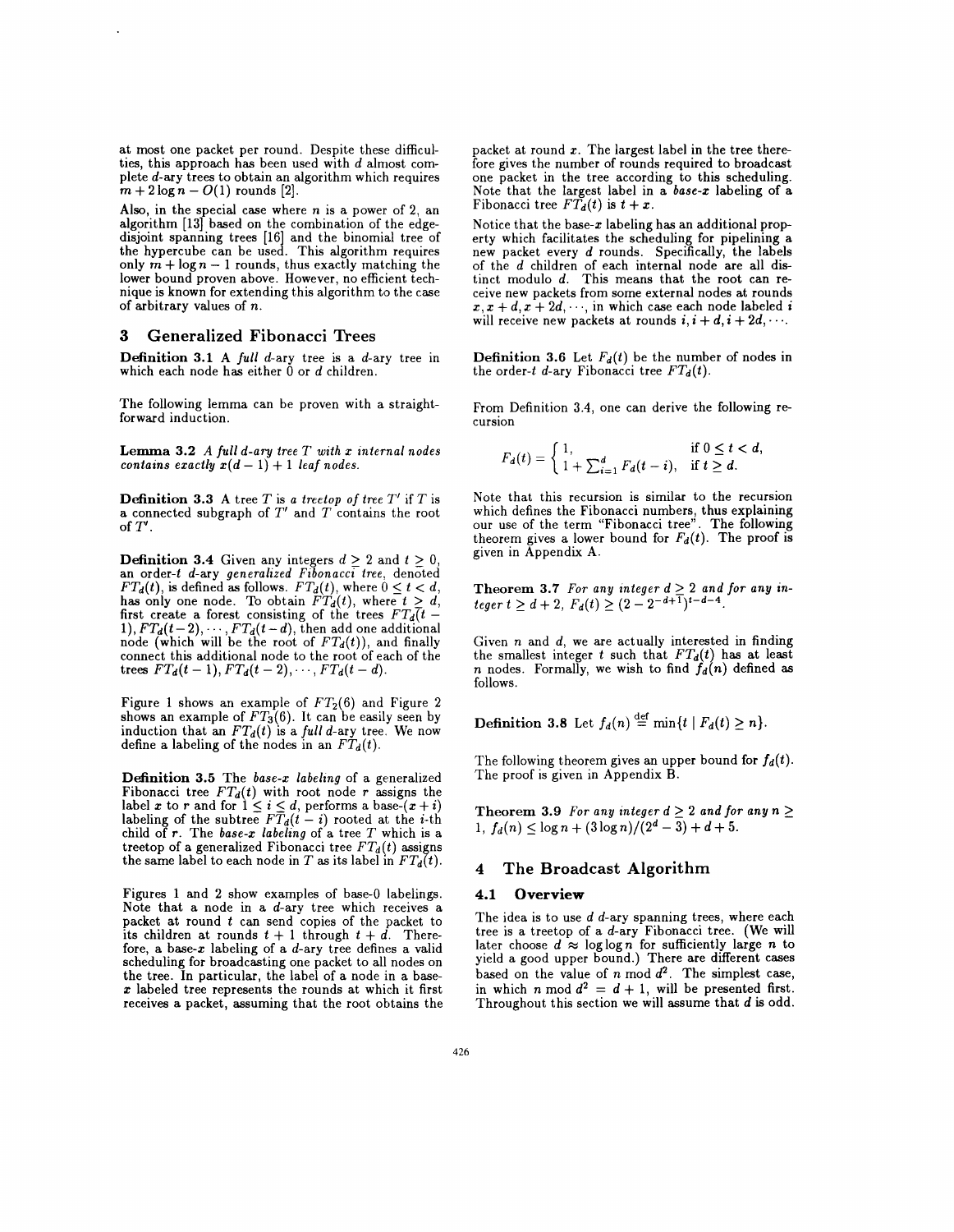at most one packet per round. Despite these difficulties, this approach has been used with $d$ almost complete $d$-ary trees to obtain an algorithm which requires $m + 2\log n - O(1)$ rounds [2].

Also, in the special case where $n$ is a power of 2, an algorithm [13] based on the combination of the edge-disjoint spanning trees [16] and the binomial tree of the hypercube can be used. This algorithm requires only $m + \log n - 1$ rounds, thus exactly matching the lower bound proven above. However, no efficient technique is known for extending this algorithm to the case of arbitrary values of $n$.

## 3 Generalized Fibonacci Trees

**Definition 3.1** A *full* $d$-ary tree is a $d$-ary tree in which each node has either 0 or $d$ children.

The following lemma can be proven with a straightforward induction.

**Lemma 3.2** *A full $d$-ary tree $T$ with $x$ internal nodes contains exactly $x(d-1)+1$ leaf nodes.*

**Definition 3.3** A tree $T$ is *a treetop of tree* $T'$ if $T$ is a connected subgraph of $T'$ and $T$ contains the root of $T'$.

**Definition 3.4** Given any integers $d \geq 2$ and $t \geq 0$, an order-$t$ $d$-ary *generalized Fibonacci tree*, denoted $FT_d(t)$, is defined as follows. $FT_d(t)$, where $0 \leq t < d$, has only one node. To obtain $FT_d(t)$, where $t \geq d$, first create a forest consisting of the trees $FT_d(t-1), FT_d(t-2), \cdots, FT_d(t-d)$, then add one additional node (which will be the root of $FT_d(t)$), and finally connect this additional node to the root of each of the trees $FT_d(t-1), FT_d(t-2), \cdots, FT_d(t-d)$.

Figure 1 shows an example of $FT_2(6)$ and Figure 2 shows an example of $FT_3(6)$. It can be easily seen by induction that an $FT_d(t)$ is a *full* $d$-ary tree. We now define a labeling of the nodes in an $FT_d(t)$.

**Definition 3.5** The *base-x labeling* of a generalized Fibonacci tree $FT_d(t)$ with root node $r$ assigns the label $x$ to $r$ and for $1 \leq i \leq d$, performs a base-$(x+i)$ labeling of the subtree $FT_d(t-i)$ rooted at the $i$-th child of $r$. The *base-x labeling* of a tree $T$ which is a treetop of a generalized Fibonacci tree $FT_d(t)$ assigns the same label to each node in $T$ as its label in $FT_d(t)$.

Figures 1 and 2 show examples of base-0 labelings. Note that a node in a $d$-ary tree which receives a packet at round $t$ can send copies of the packet to its children at rounds $t+1$ through $t+d$. Therefore, a base-$x$ labeling of a $d$-ary tree defines a valid scheduling for broadcasting one packet to all nodes on the tree. In particular, the label of a node in a base-$x$ labeled tree represents the rounds at which it first receives a packet, assuming that the root obtains the packet at round $x$. The largest label in the tree therefore gives the number of rounds required to broadcast one packet in the tree according to this scheduling. Note that the largest label in a *base-x* labeling of a Fibonacci tree $FT_d(t)$ is $t + x$.

Notice that the base-$x$ labeling has an additional property which facilitates the scheduling for pipelining a new packet every $d$ rounds. Specifically, the labels of the $d$ children of each internal node are all distinct modulo $d$. This means that the root can receive new packets from some external nodes at rounds $x, x+d, x+2d, \cdots$, in which case each node labeled $i$ will receive new packets at rounds $i, i+d, i+2d, \cdots$.

**Definition 3.6** Let $F_d(t)$ be the number of nodes in the order-$t$ $d$-ary Fibonacci tree $FT_d(t)$.

From Definition 3.4, one can derive the following recursion

$$F_d(t) = \begin{cases} 1, & \text{if } 0 \leq t < d, \\ 1 + \sum_{i=1}^{d} F_d(t-i), & \text{if } t \geq d. \end{cases}$$

Note that this recursion is similar to the recursion which defines the Fibonacci numbers, thus explaining our use of the term "Fibonacci tree". The following theorem gives a lower bound for $F_d(t)$. The proof is given in Appendix A.

**Theorem 3.7** *For any integer $d \geq 2$ and for any integer $t \geq d+2$, $F_d(t) \geq (2 - 2^{-d+1})^{t-d-4}$.*

Given $n$ and $d$, we are actually interested in finding the smallest integer $t$ such that $FT_d(t)$ has at least $n$ nodes. Formally, we wish to find $f_d(n)$ defined as follows.

**Definition 3.8** Let $f_d(n) \stackrel{\text{def}}{=} \min\{t \mid F_d(t) \geq n\}$.

The following theorem gives an upper bound for $f_d(t)$. The proof is given in Appendix B.

**Theorem 3.9** *For any integer $d \geq 2$ and for any $n \geq 1$, $f_d(n) \leq \log n + (3\log n)/(2^d - 3) + d + 5$.*

## 4 The Broadcast Algorithm

### 4.1 Overview

The idea is to use $d$ $d$-ary spanning trees, where each tree is a treetop of a $d$-ary Fibonacci tree. (We will later choose $d \approx \log\log n$ for sufficiently large $n$ to yield a good upper bound.) There are different cases based on the value of $n \bmod d^2$. The simplest case, in which $n \bmod d^2 = d+1$, will be presented first. Throughout this section we will assume that $d$ is odd.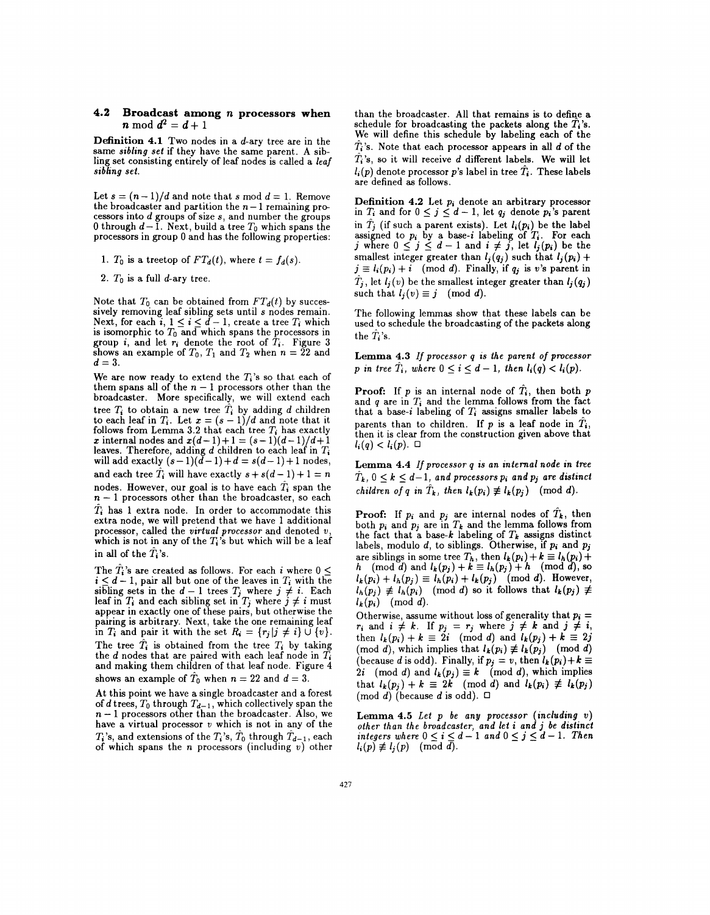### 4.2 Broadcast among $n$ processors when $n \bmod d^2 = d + 1$

**Definition 4.1** Two nodes in a $d$-ary tree are in the same *sibling set* if they have the same parent. A sibling set consisting entirely of leaf nodes is called a *leaf sibling set.*

Let $s = (n-1)/d$ and note that $s \bmod d = 1$. Remove the broadcaster and partition the $n-1$ remaining processors into $d$ groups of size $s$, and number the groups 0 through $d-1$. Next, build a tree $T_0$ which spans the processors in group 0 and has the following properties:

1. $T_0$ is a treetop of $FT_d(t)$, where $t = f_d(s)$.
2. $T_0$ is a full $d$-ary tree.

Note that $T_0$ can be obtained from $FT_d(t)$ by successively removing leaf sibling sets until $s$ nodes remain. Next, for each $i$, $1 \le i \le d-1$, create a tree $T_i$ which is isomorphic to $T_0$ and which spans the processors in group $i$, and let $r_i$ denote the root of $T_i$. Figure 3 shows an example of $T_0$, $T_1$ and $T_2$ when $n = 22$ and $d = 3$.

We are now ready to extend the $T_i$'s so that each of them spans all of the $n-1$ processors other than the broadcaster. More specifically, we will extend each tree $T_i$ to obtain a new tree $\hat{T}_i$ by adding $d$ children to each leaf in $T_i$. Let $x = (s-1)/d$ and note that it follows from Lemma 3.2 that each tree $T_i$ has exactly $x$ internal nodes and $x(d-1)+1 = (s-1)(d-1)/d+1$ leaves. Therefore, adding $d$ children to each leaf in $T_i$ will add exactly $(s-1)(d-1)+d = s(d-1)+1$ nodes, and each tree $\hat{T}_i$ will have exactly $s + s(d-1) + 1 = n$ nodes. However, our goal is to have each $\hat{T}_i$ span the $n-1$ processors other than the broadcaster, so each $\hat{T}_i$ has 1 extra node. In order to accommodate this extra node, we will pretend that we have 1 additional processor, called the *virtual processor* and denoted $v$, which is not in any of the $T_i$'s but which will be a leaf in all of the $\hat{T}_i$'s.

The $\hat{T}_i$'s are created as follows. For each $i$ where $0 \le i \le d-1$, pair all but one of the leaves in $T_i$ with the sibling sets in the $d-1$ trees $T_j$ where $j \ne i$. Each leaf in $T_i$ and each sibling set in $T_j$ where $j \ne i$ must appear in exactly one of these pairs, but otherwise the pairing is arbitrary. Next, take the one remaining leaf in $T_i$ and pair it with the set $R_i = \{r_j | j \ne i\} \cup \{v\}$. The tree $\hat{T}_i$ is obtained from the tree $T_i$ by taking the $d$ nodes that are paired with each leaf node in $T_i$ and making them children of that leaf node. Figure 4 shows an example of $\hat{T}_0$ when $n = 22$ and $d = 3$.

At this point we have a single broadcaster and a forest of $d$ trees, $T_0$ through $T_{d-1}$, which collectively span the $n-1$ processors other than the broadcaster. Also, we have a virtual processor $v$ which is not in any of the $T_i$'s, and extensions of the $T_i$'s, $\hat{T}_0$ through $\hat{T}_{d-1}$, each of which spans the $n$ processors (including $v$) other than the broadcaster. All that remains is to define a schedule for broadcasting the packets along the $\hat{T}_i$'s. We will define this schedule by labeling each of the $\hat{T}_i$'s. Note that each processor appears in all $d$ of the $\hat{T}_i$'s, so it will receive $d$ different labels. We will let $l_i(p)$ denote processor $p$'s label in tree $\hat{T}_i$. These labels are defined as follows.

**Definition 4.2** Let $p_i$ denote an arbitrary processor in $T_i$ and for $0 \le j \le d-1$, let $q_j$ denote $p_i$'s parent in $\hat{T}_j$ (if such a parent exists). Let $l_i(p_i)$ be the label assigned to $p_i$ by a base-$i$ labeling of $T_i$. For each $j$ where $0 \le j \le d-1$ and $i \ne j$, let $l_j(p_i)$ be the smallest integer greater than $l_j(q_j)$ such that $l_j(p_i) + j \equiv l_i(p_i) + i \pmod d$. Finally, if $q_j$ is $v$'s parent in $\hat{T}_j$, let $l_j(v)$ be the smallest integer greater than $l_j(q_j)$ such that $l_j(v) \equiv j \pmod d$.

The following lemmas show that these labels can be used to schedule the broadcasting of the packets along the $\hat{T}_i$'s.

**Lemma 4.3** *If processor $q$ is the parent of processor $p$ in tree $\hat{T}_i$, where $0 \le i \le d-1$, then $l_i(q) < l_i(p)$.*

**Proof:** If $p$ is an internal node of $\hat{T}_i$, then both $p$ and $q$ are in $T_i$ and the lemma follows from the fact that a base-$i$ labeling of $T_i$ assigns smaller labels to parents than to children. If $p$ is a leaf node in $\hat{T}_i$, then it is clear from the construction given above that $l_i(q) < l_i(p)$. □

**Lemma 4.4** *If processor $q$ is an internal node in tree $\hat{T}_k$, $0 \le k \le d-1$, and processors $p_i$ and $p_j$ are distinct children of $q$ in $\hat{T}_k$, then $l_k(p_i) \not\equiv l_k(p_j) \pmod d$.*

**Proof:** If $p_i$ and $p_j$ are internal nodes of $\hat{T}_k$, then both $p_i$ and $p_j$ are in $T_k$ and the lemma follows from the fact that a base-$k$ labeling of $T_k$ assigns distinct labels, modulo $d$, to siblings. Otherwise, if $p_i$ and $p_j$ are siblings in some tree $T_h$, then $l_k(p_i) + k \equiv l_h(p_i) + h \pmod d$ and $l_k(p_j) + k \equiv l_h(p_j) + h \pmod d$, so $l_k(p_i) + l_h(p_j) \equiv l_h(p_i) + l_k(p_j) \pmod d$. However, $l_h(p_j) \not\equiv l_h(p_i) \pmod d$ so it follows that $l_k(p_j) \not\equiv l_k(p_i) \pmod d$.

Otherwise, assume without loss of generality that $p_i = r_i$ and $i \ne k$. If $p_j = r_j$ where $j \ne k$ and $j \ne i$, then $l_k(p_i) + k \equiv 2i \pmod d$ and $l_k(p_j) + k \equiv 2j \pmod d$, which implies that $l_k(p_i) \not\equiv l_k(p_j) \pmod d$ (because $d$ is odd). Finally, if $p_j = v$, then $l_k(p_i) + k \equiv 2i \pmod d$ and $l_k(p_j) \equiv k \pmod d$, which implies that $l_k(p_j) + k \equiv 2k \pmod d$ and $l_k(p_i) \not\equiv l_k(p_j) \pmod d$ (because $d$ is odd). □

**Lemma 4.5** *Let $p$ be any processor (including $v$) other than the broadcaster, and let $i$ and $j$ be distinct integers where $0 \le i \le d-1$ and $0 \le j \le d-1$. Then $l_i(p) \not\equiv l_j(p) \pmod d$.*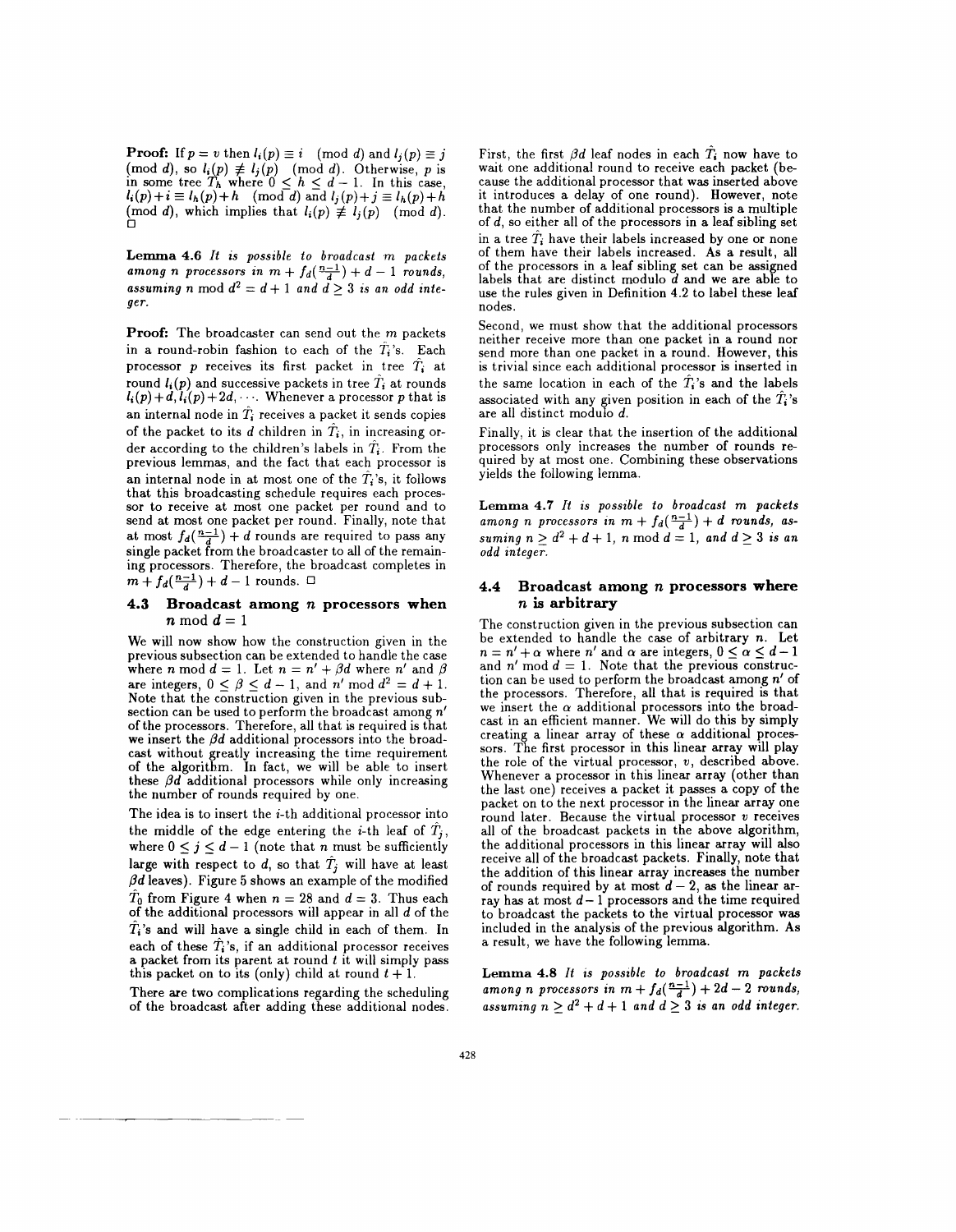**Proof:** If $p = v$ then $l_i(p) \equiv i \pmod d$ and $l_j(p) \equiv j \pmod d$, so $l_i(p) \not\equiv l_j(p) \pmod d$. Otherwise, $p$ is in some tree $\hat{T}_h$ where $0 \le h \le d-1$. In this case, $l_i(p) + i \equiv l_h(p) + h \pmod d$ and $l_j(p) + j \equiv l_h(p) + h \pmod d$, which implies that $l_i(p) \not\equiv l_j(p) \pmod d$. □

**Lemma 4.6** *It is possible to broadcast $m$ packets among $n$ processors in $m + f_d(\frac{n-1}{d}) + d - 1$ rounds, assuming $n \bmod d^2 = d+1$ and $d \ge 3$ is an odd integer.*

**Proof:** The broadcaster can send out the $m$ packets in a round-robin fashion to each of the $\hat{T}_i$'s. Each processor $p$ receives its first packet in tree $\hat{T}_i$ at round $l_i(p)$ and successive packets in tree $\hat{T}_i$ at rounds $l_i(p)+d, l_i(p)+2d, \cdots$. Whenever a processor $p$ that is an internal node in $\hat{T}_i$ receives a packet it sends copies of the packet to its $d$ children in $\hat{T}_i$, in increasing order according to the children's labels in $\hat{T}_i$. From the previous lemmas, and the fact that each processor is an internal node in at most one of the $\hat{T}_i$'s, it follows that this broadcasting schedule requires each processor to receive at most one packet per round and to send at most one packet per round. Finally, note that at most $f_d(\frac{n-1}{d}) + d$ rounds are required to pass any single packet from the broadcaster to all of the remaining processors. Therefore, the broadcast completes in $m + f_d(\frac{n-1}{d}) + d - 1$ rounds. □

### 4.3 Broadcast among $n$ processors when $n \bmod d = 1$

We will now show how the construction given in the previous subsection can be extended to handle the case where $n \bmod d = 1$. Let $n = n' + \beta d$ where $n'$ and $\beta$ are integers, $0 \le \beta \le d-1$, and $n' \bmod d^2 = d+1$. Note that the construction given in the previous subsection can be used to perform the broadcast among $n'$ of the processors. Therefore, all that is required is that we insert the $\beta d$ additional processors into the broadcast without greatly increasing the time requirement of the algorithm. In fact, we will be able to insert these $\beta d$ additional processors while only increasing the number of rounds required by one.

The idea is to insert the $i$-th additional processor into the middle of the edge entering the $i$-th leaf of $\hat{T}_j$, where $0 \le j \le d-1$ (note that $n$ must be sufficiently large with respect to $d$, so that $\hat{T}_j$ will have at least $\beta d$ leaves). Figure 5 shows an example of the modified $\hat{T}_0$ from Figure 4 when $n = 28$ and $d = 3$. Thus each of the additional processors will appear in all $d$ of the $\hat{T}_i$'s and will have a single child in each of them. In each of these $\hat{T}_i$'s, if an additional processor receives a packet from its parent at round $t$ it will simply pass this packet on to its (only) child at round $t+1$.

There are two complications regarding the scheduling of the broadcast after adding these additional nodes. First, the first $\beta d$ leaf nodes in each $\hat{T}_i$ now have to wait one additional round to receive each packet (because the additional processor that was inserted above it introduces a delay of one round). However, note that the number of additional processors is a multiple of $d$, so either all of the processors in a leaf sibling set in a tree $\hat{T}_i$ have their labels increased by one or none of them have their labels increased. As a result, all of the processors in a leaf sibling set can be assigned labels that are distinct modulo $d$ and we are able to use the rules given in Definition 4.2 to label these leaf nodes.

Second, we must show that the additional processors neither receive more than one packet in a round nor send more than one packet in a round. However, this is trivial since each additional processor is inserted in the same location in each of the $\hat{T}_i$'s and the labels associated with any given position in each of the $\hat{T}_i$'s are all distinct modulo $d$.

Finally, it is clear that the insertion of the additional processors only increases the number of rounds required by at most one. Combining these observations yields the following lemma.

**Lemma 4.7** *It is possible to broadcast $m$ packets among $n$ processors in $m + f_d(\frac{n-1}{d}) + d$ rounds, assuming $n \ge d^2 + d + 1$, $n \bmod d = 1$, and $d \ge 3$ is an odd integer.*

### 4.4 Broadcast among $n$ processors where $n$ is arbitrary

The construction given in the previous subsection can be extended to handle the case of arbitrary $n$. Let $n = n' + \alpha$ where $n'$ and $\alpha$ are integers, $0 \le \alpha \le d-1$ and $n' \bmod d = 1$. Note that the previous construction can be used to perform the broadcast among $n'$ of the processors. Therefore, all that is required is that we insert the $\alpha$ additional processors into the broadcast in an efficient manner. We will do this by simply creating a linear array of these $\alpha$ additional processors. The first processor in this linear array will play the role of the virtual processor, $v$, described above. Whenever a processor in this linear array (other than the last one) receives a packet it passes a copy of the packet on to the next processor in the linear array one round later. Because the virtual processor $v$ receives all of the broadcast packets in the above algorithm, the additional processors in this linear array will also receive all of the broadcast packets. Finally, note that the addition of this linear array increases the number of rounds required by at most $d-2$, as the linear array has at most $d-1$ processors and the time required to broadcast the packets to the virtual processor was included in the analysis of the previous algorithm. As a result, we have the following lemma.

**Lemma 4.8** *It is possible to broadcast $m$ packets among $n$ processors in $m + f_d(\frac{n-1}{d}) + 2d - 2$ rounds, assuming $n \ge d^2 + d + 1$ and $d \ge 3$ is an odd integer.*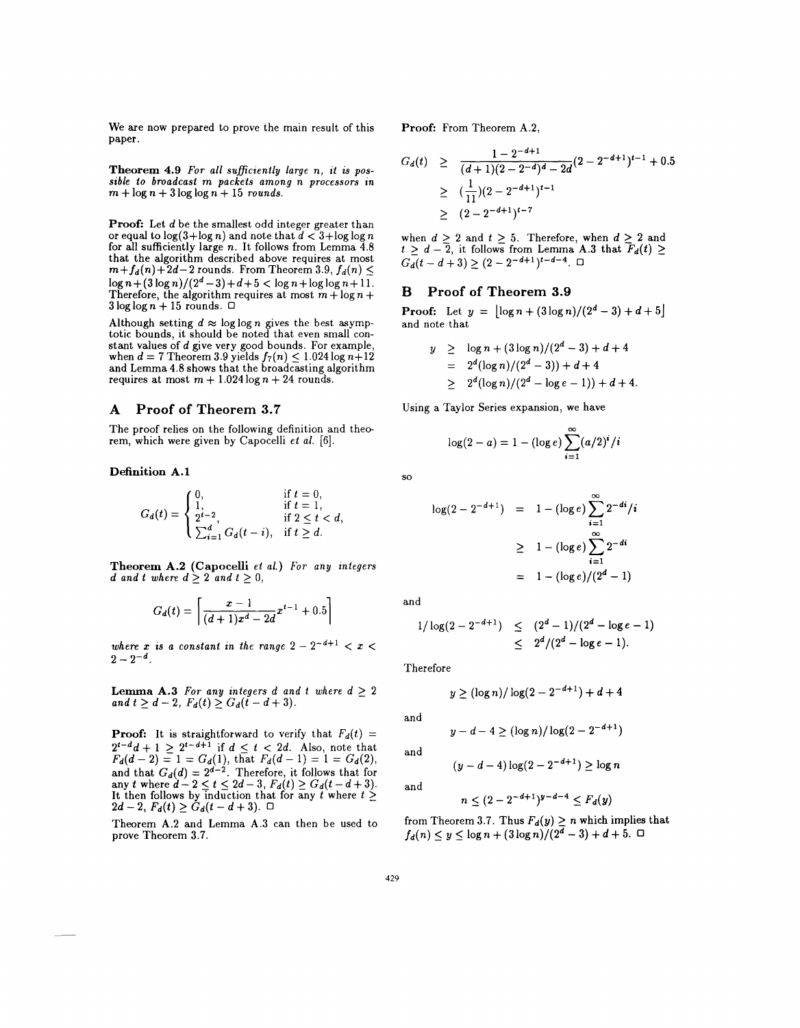We are now prepared to prove the main result of this paper.

**Theorem 4.9** *For all sufficiently large $n$, it is possible to broadcast $m$ packets among $n$ processors in $m + \log n + 3 \log\log n + 15$ rounds.*

**Proof:** Let $d$ be the smallest odd integer greater than or equal to $\log(3+\log n)$ and note that $d < 3+\log\log n$ for all sufficiently large $n$. It follows from Lemma 4.8 that the algorithm described above requires at most $m+f_d(n)+2d-2$ rounds. From Theorem 3.9, $f_d(n) \leq \log n+(3\log n)/(2^d-3)+d+5 < \log n+\log\log n+11$. Therefore, the algorithm requires at most $m + \log n + 3\log\log n + 15$ rounds. □

Although setting $d \approx \log\log n$ gives the best asymptotic bounds, it should be noted that even small constant values of $d$ give very good bounds. For example, when $d = 7$ Theorem 3.9 yields $f_7(n) \leq 1.024 \log n+12$ and Lemma 4.8 shows that the broadcasting algorithm requires at most $m + 1.024 \log n + 24$ rounds.

## A Proof of Theorem 3.7

The proof relies on the following definition and theorem, which were given by Capocelli *et al.* [6].

**Definition A.1**

$$G_d(t) = \begin{cases} 0, & \text{if } t = 0, \\ 1, & \text{if } t = 1, \\ 2^{t-2}, & \text{if } 2 \leq t < d, \\ \sum_{i=1}^{d} G_d(t-i), & \text{if } t \geq d. \end{cases}$$

**Theorem A.2 (Capocelli *et al.*)** *For any integers $d$ and $t$ where $d \geq 2$ and $t \geq 0$,*

$$G_d(t) = \left\lceil \frac{x-1}{(d+1)x^d - 2d} x^{t-1} + 0.5 \right\rceil$$

*where $x$ is a constant in the range $2 - 2^{-d+1} < x < 2 - 2^{-d}$.*

**Lemma A.3** *For any integers $d$ and $t$ where $d \geq 2$ and $t \geq d-2$, $F_d(t) \geq G_d(t-d+3)$.*

**Proof:** It is straightforward to verify that $F_d(t) = 2^{t-d}d + 1 \geq 2^{t-d+1}$ if $d \leq t < 2d$. Also, note that $F_d(d-2) = 1 = G_d(1)$, that $F_d(d-1) = 1 = G_d(2)$, and that $G_d(d) = 2^{d-2}$. Therefore, it follows that for any $t$ where $d-2 \leq t \leq 2d-3$, $F_d(t) \geq G_d(t-d+3)$. It then follows by induction that for any $t$ where $t \geq 2d-2$, $F_d(t) \geq G_d(t-d+3)$. □

Theorem A.2 and Lemma A.3 can then be used to prove Theorem 3.7.

**Proof:** From Theorem A.2,

$$\begin{aligned} G_d(t) &\geq \frac{1-2^{-d+1}}{(d+1)(2-2^{-d})^d - 2d}(2-2^{-d+1})^{t-1} + 0.5 \\ &\geq (\frac{1}{11})(2-2^{-d+1})^{t-1} \\ &\geq (2-2^{-d+1})^{t-7} \end{aligned}$$

when $d \geq 2$ and $t \geq 5$. Therefore, when $d \geq 2$ and $t \geq d-2$, it follows from Lemma A.3 that $F_d(t) \geq G_d(t-d+3) \geq (2-2^{-d+1})^{t-d-4}$. □

## B Proof of Theorem 3.9

**Proof:** Let $y = \lfloor \log n + (3\log n)/(2^d-3) + d + 5 \rfloor$ and note that

$$\begin{aligned} y &\geq \log n + (3\log n)/(2^d-3) + d + 4 \\ &= 2^d(\log n)/(2^d-3)) + d + 4 \\ &\geq 2^d(\log n)/(2^d - \log e - 1)) + d + 4. \end{aligned}$$

Using a Taylor Series expansion, we have

$$\log(2-a) = 1 - (\log e)\sum_{i=1}^{\infty}(a/2)^i/i$$

so

$$\begin{aligned} \log(2-2^{-d+1}) &= 1 - (\log e)\sum_{i=1}^{\infty} 2^{-di}/i \\ &\geq 1 - (\log e)\sum_{i=1}^{\infty} 2^{-di} \\ &= 1 - (\log e)/(2^d - 1) \end{aligned}$$

and

$$\begin{aligned} 1/\log(2-2^{-d+1}) &\leq (2^d-1)/(2^d - \log e - 1) \\ &\leq 2^d/(2^d - \log e - 1). \end{aligned}$$

Therefore

$$y \geq (\log n)/\log(2-2^{-d+1}) + d + 4$$

and

$$y - d - 4 \geq (\log n)/\log(2-2^{-d+1})$$

and

$$(y-d-4)\log(2-2^{-d+1}) \geq \log n$$

and

$$n \leq (2-2^{-d+1})^{y-d-4} \leq F_d(y)$$

from Theorem 3.7. Thus $F_d(y) \geq n$ which implies that $f_d(n) \leq y \leq \log n + (3\log n)/(2^d-3) + d + 5$. □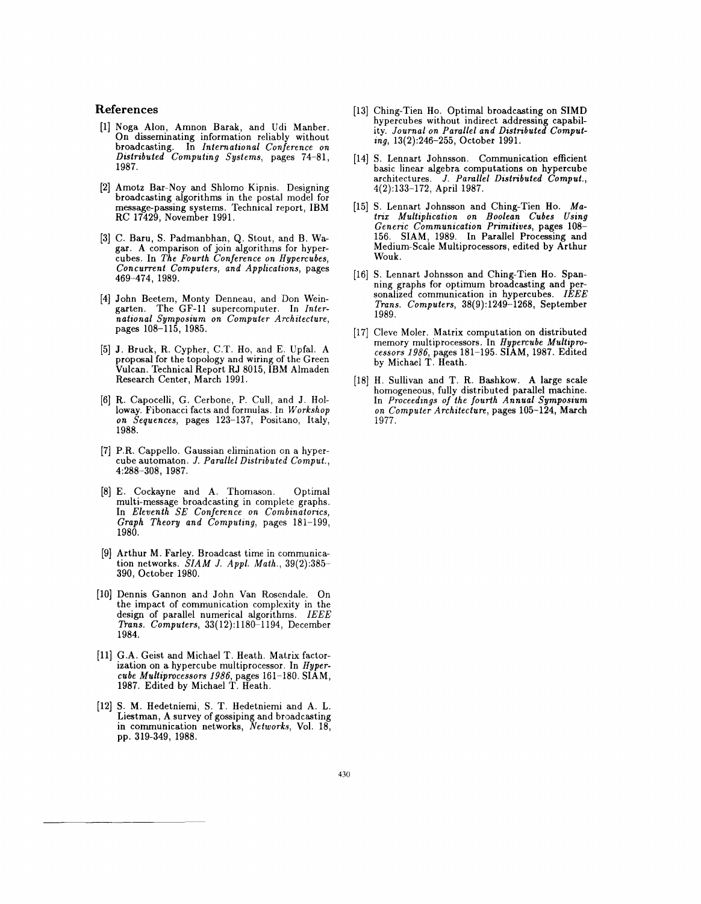## References

[1] Noga Alon, Amnon Barak, and Udi Manber. On disseminating information reliably without broadcasting. In *International Conference on Distributed Computing Systems*, pages 74–81, 1987.

[2] Amotz Bar-Noy and Shlomo Kipnis. Designing broadcasting algorithms in the postal model for message-passing systems. Technical report, IBM RC 17429, November 1991.

[3] C. Baru, S. Padmanbhan, Q. Stout, and B. Wagar. A comparison of join algorithms for hypercubes. In *The Fourth Conference on Hypercubes, Concurrent Computers, and Applications*, pages 469–474, 1989.

[4] John Beetem, Monty Denneau, and Don Weingarten. The GF-11 supercomputer. In *International Symposium on Computer Architecture*, pages 108–115, 1985.

[5] J. Bruck, R. Cypher, C.T. Ho, and E. Upfal. A proposal for the topology and wiring of the Green Vulcan. Technical Report RJ 8015, IBM Almaden Research Center, March 1991.

[6] R. Capocelli, G. Cerbone, P. Cull, and J. Holloway. Fibonacci facts and formulas. In *Workshop on Sequences*, pages 123–137, Positano, Italy, 1988.

[7] P.R. Cappello. Gaussian elimination on a hypercube automaton. *J. Parallel Distributed Comput.*, 4:288–308, 1987.

[8] E. Cockayne and A. Thomason. Optimal multi-message broadcasting in complete graphs. In *Eleventh SE Conference on Combinatorics, Graph Theory and Computing*, pages 181–199, 1980.

[9] Arthur M. Farley. Broadcast time in communication networks. *SIAM J. Appl. Math.*, 39(2):385–390, October 1980.

[10] Dennis Gannon and John Van Rosendale. On the impact of communication complexity in the design of parallel numerical algorithms. *IEEE Trans. Computers*, 33(12):1180–1194, December 1984.

[11] G.A. Geist and Michael T. Heath. Matrix factorization on a hypercube multiprocessor. In *Hypercube Multiprocessors 1986*, pages 161–180. SIAM, 1987. Edited by Michael T. Heath.

[12] S. M. Hedetniemi, S. T. Hedetniemi and A. L. Liestman, A survey of gossiping and broadcasting in communication networks, *Networks*, Vol. 18, pp. 319-349, 1988.

[13] Ching-Tien Ho. Optimal broadcasting on SIMD hypercubes without indirect addressing capability. *Journal on Parallel and Distributed Computing*, 13(2):246–255, October 1991.

[14] S. Lennart Johnsson. Communication efficient basic linear algebra computations on hypercube architectures. *J. Parallel Distributed Comput.*, 4(2):133–172, April 1987.

[15] S. Lennart Johnsson and Ching-Tien Ho. *Matrix Multiplication on Boolean Cubes Using Generic Communication Primitives*, pages 108–156. SIAM, 1989. In Parallel Processing and Medium-Scale Multiprocessors, edited by Arthur Wouk.

[16] S. Lennart Johnsson and Ching-Tien Ho. Spanning graphs for optimum broadcasting and personalized communication in hypercubes. *IEEE Trans. Computers*, 38(9):1249–1268, September 1989.

[17] Cleve Moler. Matrix computation on distributed memory multiprocessors. In *Hypercube Multiprocessors 1986*, pages 181–195. SIAM, 1987. Edited by Michael T. Heath.

[18] H. Sullivan and T. R. Bashkow. A large scale homogeneous, fully distributed parallel machine. In *Proceedings of the fourth Annual Symposium on Computer Architecture*, pages 105–124, March 1977.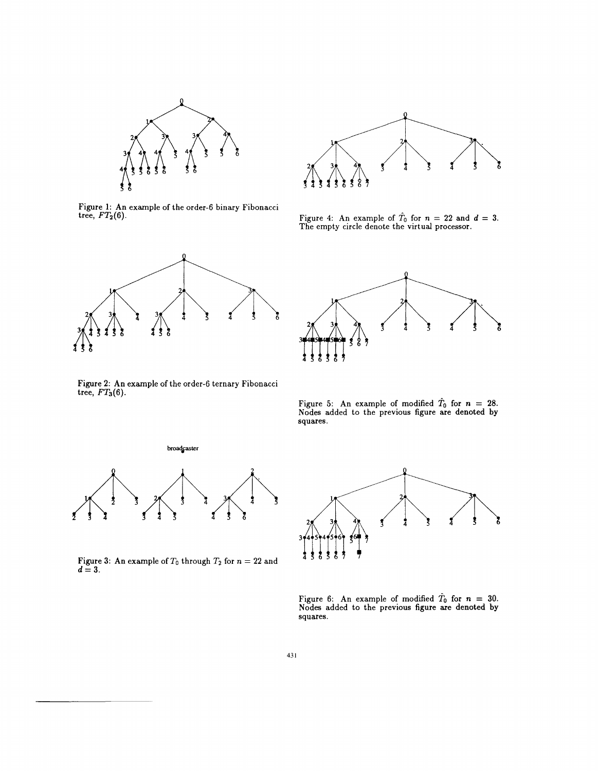Figure 1: An example of the order-6 binary Fibonacci tree, $FT_2(6)$.

Figure 2: An example of the order-6 ternary Fibonacci tree, $FT_3(6)$.

Figure 3: An example of $T_0$ through $T_2$ for $n = 22$ and $d = 3$.

Figure 4: An example of $\hat{T}_0$ for $n = 22$ and $d = 3$. The empty circle denote the virtual processor.

Figure 5: An example of modified $\hat{T}_0$ for $n = 28$. Nodes added to the previous figure are denoted by squares.

Figure 6: An example of modified $\hat{T}_0$ for $n = 30$. Nodes added to the previous figure are denoted by squares.